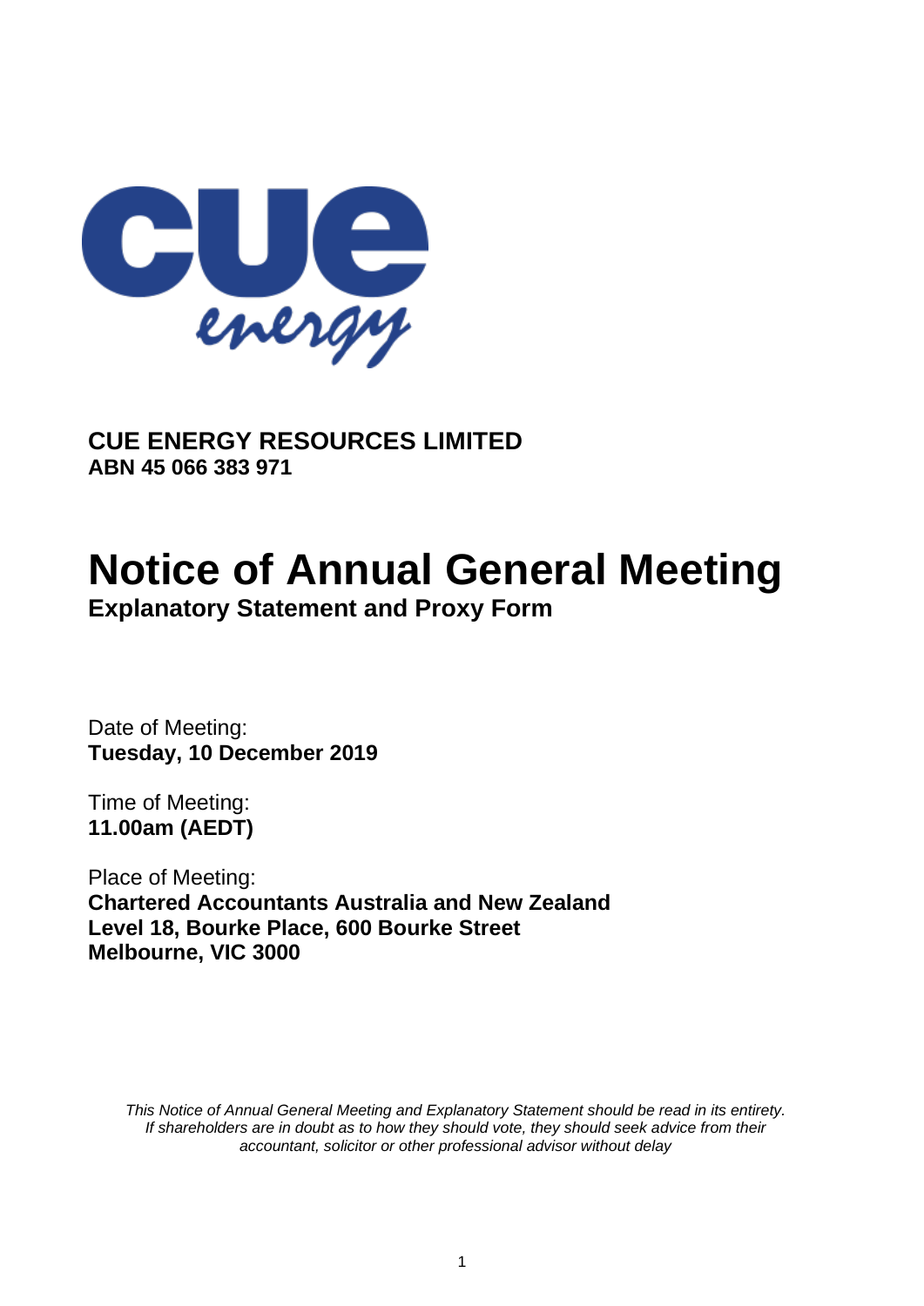**CUE ENERGY RESOURCES LIMITED**
**ABN 45 066 383 971**

# Notice of Annual General Meeting

## Explanatory Statement and Proxy Form

Date of Meeting:
**Tuesday, 10 December 2019**

Time of Meeting:
**11.00am (AEDT)**

Place of Meeting:
**Chartered Accountants Australia and New Zealand**
**Level 18, Bourke Place, 600 Bourke Street**
**Melbourne, VIC 3000**

*This Notice of Annual General Meeting and Explanatory Statement should be read in its entirety. If shareholders are in doubt as to how they should vote, they should seek advice from their accountant, solicitor or other professional advisor without delay*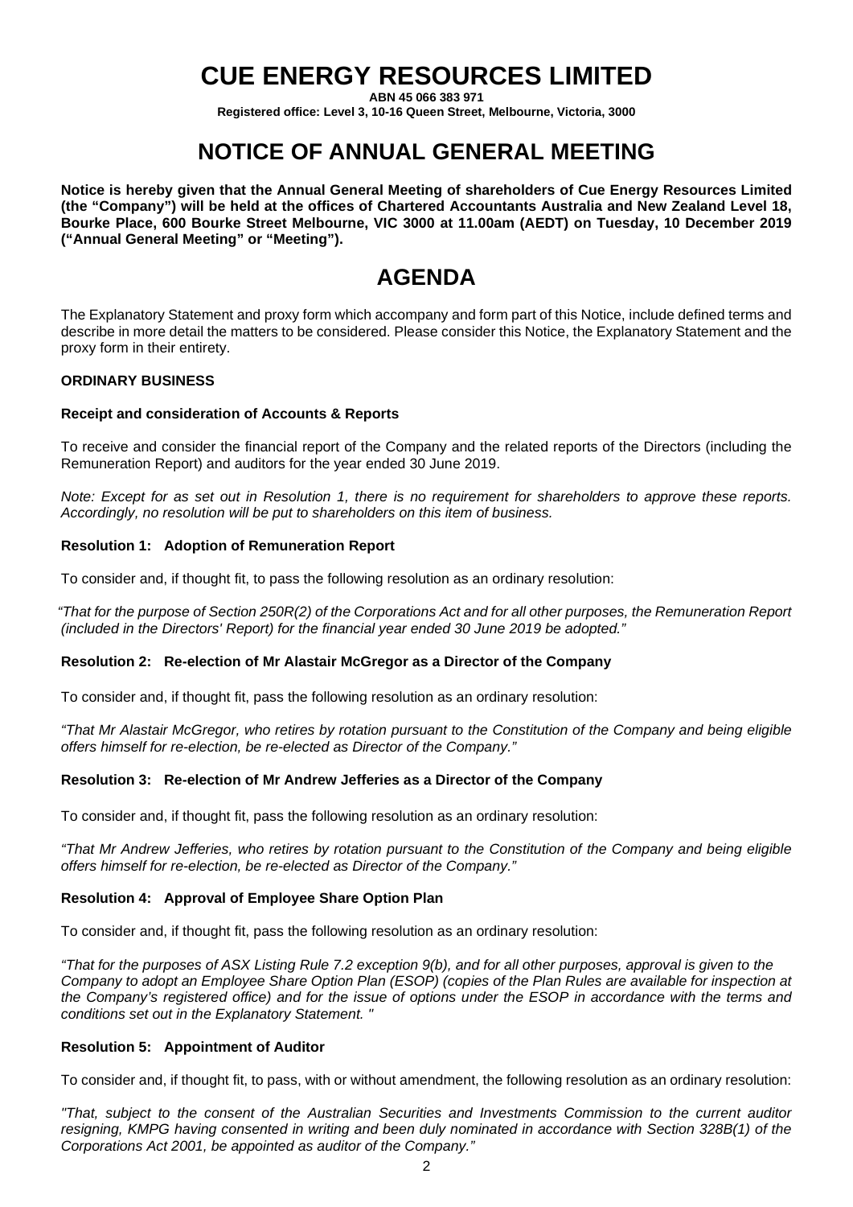# CUE ENERGY RESOURCES LIMITED

**ABN 45 066 383 971**

**Registered office: Level 3, 10-16 Queen Street, Melbourne, Victoria, 3000**

# NOTICE OF ANNUAL GENERAL MEETING

**Notice is hereby given that the Annual General Meeting of shareholders of Cue Energy Resources Limited (the "Company") will be held at the offices of Chartered Accountants Australia and New Zealand Level 18, Bourke Place, 600 Bourke Street Melbourne, VIC 3000 at 11.00am (AEDT) on Tuesday, 10 December 2019 ("Annual General Meeting" or "Meeting").**

# AGENDA

The Explanatory Statement and proxy form which accompany and form part of this Notice, include defined terms and describe in more detail the matters to be considered. Please consider this Notice, the Explanatory Statement and the proxy form in their entirety.

**ORDINARY BUSINESS**

**Receipt and consideration of Accounts & Reports**

To receive and consider the financial report of the Company and the related reports of the Directors (including the Remuneration Report) and auditors for the year ended 30 June 2019.

*Note: Except for as set out in Resolution 1, there is no requirement for shareholders to approve these reports. Accordingly, no resolution will be put to shareholders on this item of business.*

**Resolution 1: Adoption of Remuneration Report**

To consider and, if thought fit, to pass the following resolution as an ordinary resolution:

*"That for the purpose of Section 250R(2) of the Corporations Act and for all other purposes, the Remuneration Report (included in the Directors' Report) for the financial year ended 30 June 2019 be adopted."*

**Resolution 2: Re-election of Mr Alastair McGregor as a Director of the Company**

To consider and, if thought fit, pass the following resolution as an ordinary resolution:

*"That Mr Alastair McGregor, who retires by rotation pursuant to the Constitution of the Company and being eligible offers himself for re-election, be re-elected as Director of the Company."*

**Resolution 3: Re-election of Mr Andrew Jefferies as a Director of the Company**

To consider and, if thought fit, pass the following resolution as an ordinary resolution:

*"That Mr Andrew Jefferies, who retires by rotation pursuant to the Constitution of the Company and being eligible offers himself for re-election, be re-elected as Director of the Company."*

**Resolution 4: Approval of Employee Share Option Plan**

To consider and, if thought fit, pass the following resolution as an ordinary resolution:

*"That for the purposes of ASX Listing Rule 7.2 exception 9(b), and for all other purposes, approval is given to the Company to adopt an Employee Share Option Plan (ESOP) (copies of the Plan Rules are available for inspection at the Company's registered office) and for the issue of options under the ESOP in accordance with the terms and conditions set out in the Explanatory Statement. "*

**Resolution 5: Appointment of Auditor**

To consider and, if thought fit, to pass, with or without amendment, the following resolution as an ordinary resolution:

*"That, subject to the consent of the Australian Securities and Investments Commission to the current auditor resigning, KMPG having consented in writing and been duly nominated in accordance with Section 328B(1) of the Corporations Act 2001, be appointed as auditor of the Company."*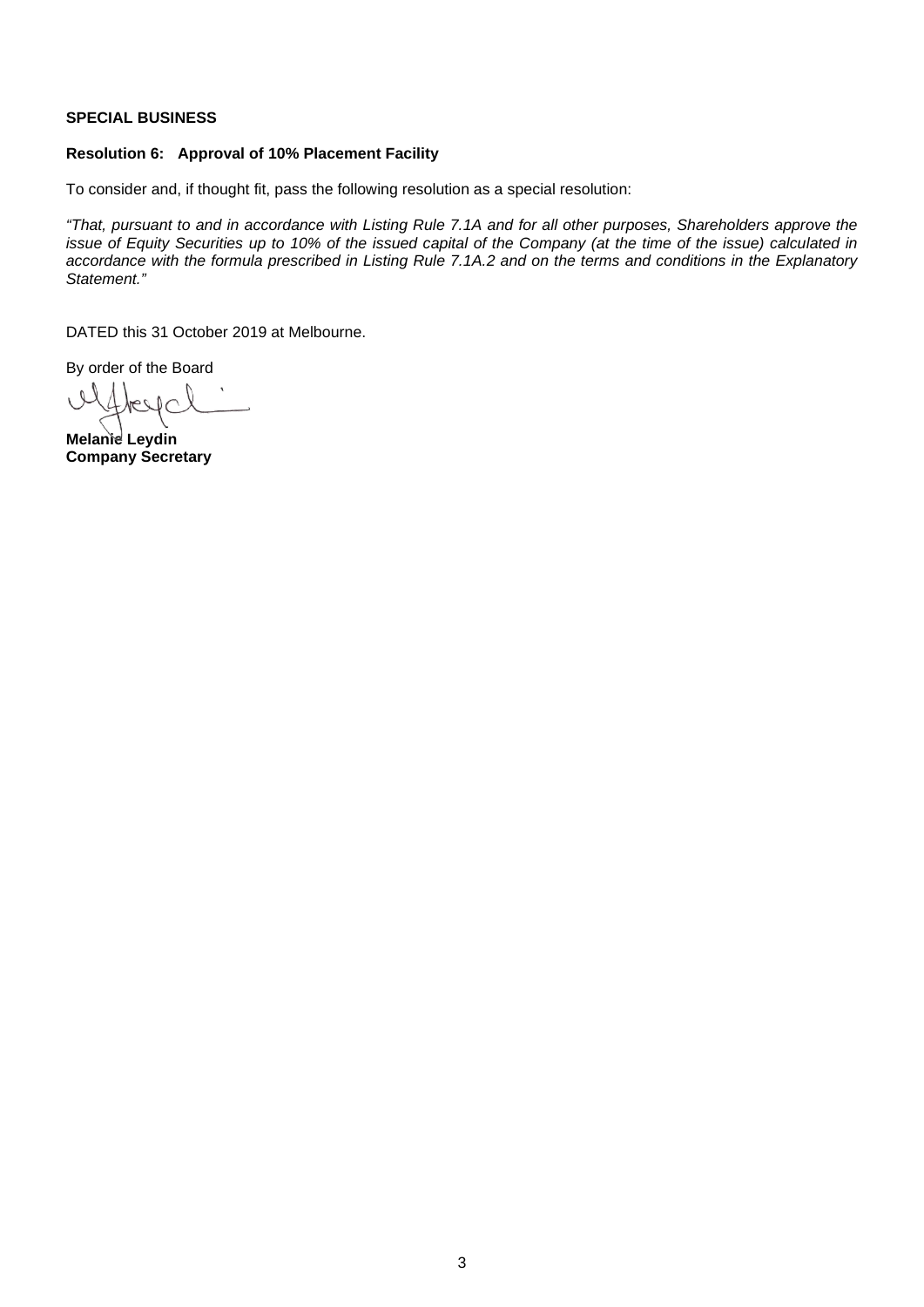**SPECIAL BUSINESS**

**Resolution 6: Approval of 10% Placement Facility**

To consider and, if thought fit, pass the following resolution as a special resolution:

*"That, pursuant to and in accordance with Listing Rule 7.1A and for all other purposes, Shareholders approve the issue of Equity Securities up to 10% of the issued capital of the Company (at the time of the issue) calculated in accordance with the formula prescribed in Listing Rule 7.1A.2 and on the terms and conditions in the Explanatory Statement."*

DATED this 31 October 2019 at Melbourne.

By order of the Board

**Melanie Leydin**
**Company Secretary**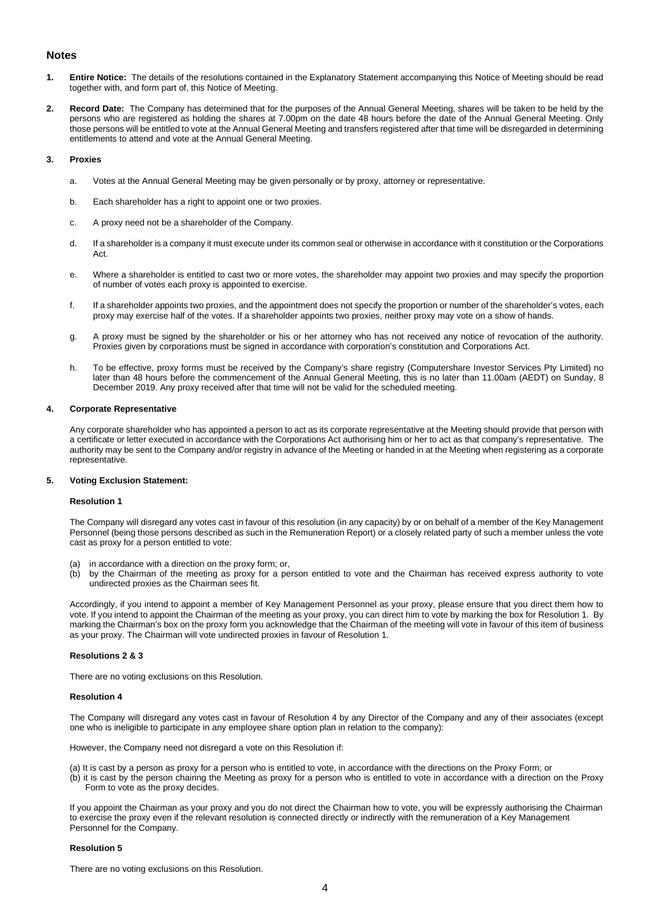## Notes

1. **Entire Notice:** The details of the resolutions contained in the Explanatory Statement accompanying this Notice of Meeting should be read together with, and form part of, this Notice of Meeting.

2. **Record Date:** The Company has determined that for the purposes of the Annual General Meeting, shares will be taken to be held by the persons who are registered as holding the shares at 7.00pm on the date 48 hours before the date of the Annual General Meeting. Only those persons will be entitled to vote at the Annual General Meeting and transfers registered after that time will be disregarded in determining entitlements to attend and vote at the Annual General Meeting.

3. **Proxies**

   a. Votes at the Annual General Meeting may be given personally or by proxy, attorney or representative.

   b. Each shareholder has a right to appoint one or two proxies.

   c. A proxy need not be a shareholder of the Company.

   d. If a shareholder is a company it must execute under its common seal or otherwise in accordance with it constitution or the Corporations Act.

   e. Where a shareholder is entitled to cast two or more votes, the shareholder may appoint two proxies and may specify the proportion of number of votes each proxy is appointed to exercise.

   f. If a shareholder appoints two proxies, and the appointment does not specify the proportion or number of the shareholder's votes, each proxy may exercise half of the votes. If a shareholder appoints two proxies, neither proxy may vote on a show of hands.

   g. A proxy must be signed by the shareholder or his or her attorney who has not received any notice of revocation of the authority. Proxies given by corporations must be signed in accordance with corporation's constitution and Corporations Act.

   h. To be effective, proxy forms must be received by the Company's share registry (Computershare Investor Services Pty Limited) no later than 48 hours before the commencement of the Annual General Meeting, this is no later than 11.00am (AEDT) on Sunday, 8 December 2019. Any proxy received after that time will not be valid for the scheduled meeting.

4. **Corporate Representative**

   Any corporate shareholder who has appointed a person to act as its corporate representative at the Meeting should provide that person with a certificate or letter executed in accordance with the Corporations Act authorising him or her to act as that company's representative. The authority may be sent to the Company and/or registry in advance of the Meeting or handed in at the Meeting when registering as a corporate representative.

5. **Voting Exclusion Statement:**

   **Resolution 1**

   The Company will disregard any votes cast in favour of this resolution (in any capacity) by or on behalf of a member of the Key Management Personnel (being those persons described as such in the Remuneration Report) or a closely related party of such a member unless the vote cast as proxy for a person entitled to vote:

   (a) in accordance with a direction on the proxy form; or,
   (b) by the Chairman of the meeting as proxy for a person entitled to vote and the Chairman has received express authority to vote undirected proxies as the Chairman sees fit.

   Accordingly, if you intend to appoint a member of Key Management Personnel as your proxy, please ensure that you direct them how to vote. If you intend to appoint the Chairman of the meeting as your proxy, you can direct him to vote by marking the box for Resolution 1. By marking the Chairman's box on the proxy form you acknowledge that the Chairman of the meeting will vote in favour of this item of business as your proxy. The Chairman will vote undirected proxies in favour of Resolution 1.

   **Resolutions 2 & 3**

   There are no voting exclusions on this Resolution.

   **Resolution 4**

   The Company will disregard any votes cast in favour of Resolution 4 by any Director of the Company and any of their associates (except one who is ineligible to participate in any employee share option plan in relation to the company):

   However, the Company need not disregard a vote on this Resolution if:

   (a) It is cast by a person as proxy for a person who is entitled to vote, in accordance with the directions on the Proxy Form; or
   (b) it is cast by the person chairing the Meeting as proxy for a person who is entitled to vote in accordance with a direction on the Proxy Form to vote as the proxy decides.

   If you appoint the Chairman as your proxy and you do not direct the Chairman how to vote, you will be expressly authorising the Chairman to exercise the proxy even if the relevant resolution is connected directly or indirectly with the remuneration of a Key Management Personnel for the Company.

   **Resolution 5**

   There are no voting exclusions on this Resolution.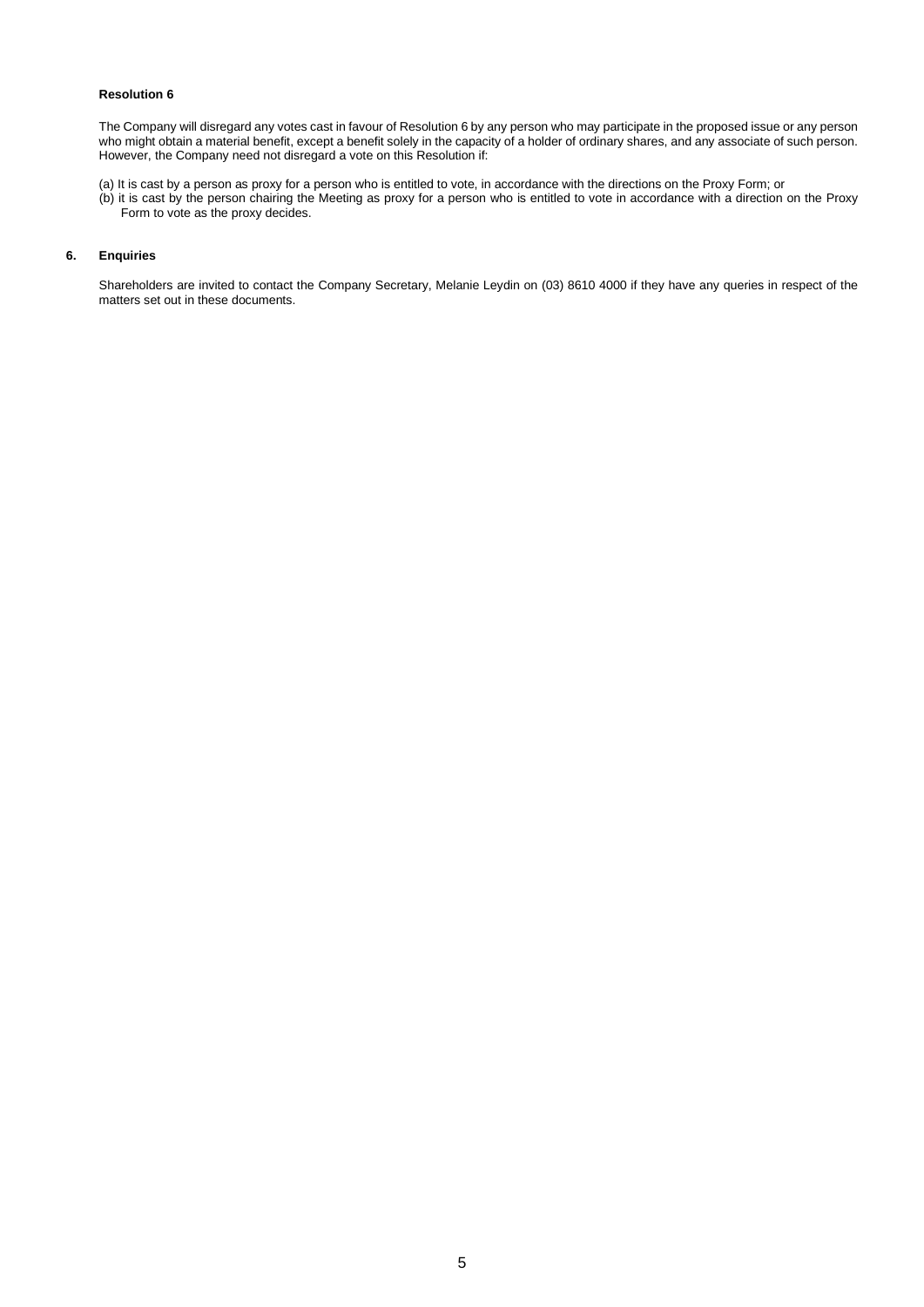**Resolution 6**

The Company will disregard any votes cast in favour of Resolution 6 by any person who may participate in the proposed issue or any person who might obtain a material benefit, except a benefit solely in the capacity of a holder of ordinary shares, and any associate of such person. However, the Company need not disregard a vote on this Resolution if:

(a) It is cast by a person as proxy for a person who is entitled to vote, in accordance with the directions on the Proxy Form; or

(b) it is cast by the person chairing the Meeting as proxy for a person who is entitled to vote in accordance with a direction on the Proxy Form to vote as the proxy decides.

## 6. Enquiries

Shareholders are invited to contact the Company Secretary, Melanie Leydin on (03) 8610 4000 if they have any queries in respect of the matters set out in these documents.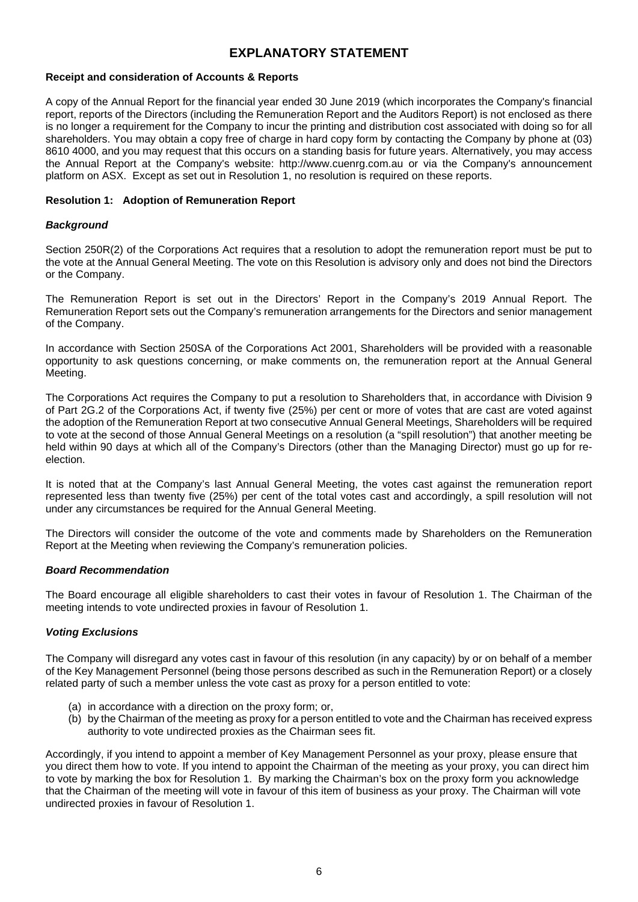# EXPLANATORY STATEMENT

**Receipt and consideration of Accounts & Reports**

A copy of the Annual Report for the financial year ended 30 June 2019 (which incorporates the Company's financial report, reports of the Directors (including the Remuneration Report and the Auditors Report) is not enclosed as there is no longer a requirement for the Company to incur the printing and distribution cost associated with doing so for all shareholders. You may obtain a copy free of charge in hard copy form by contacting the Company by phone at (03) 8610 4000, and you may request that this occurs on a standing basis for future years. Alternatively, you may access the Annual Report at the Company's website: http://www.cuenrg.com.au or via the Company's announcement platform on ASX. Except as set out in Resolution 1, no resolution is required on these reports.

**Resolution 1: Adoption of Remuneration Report**

***Background***

Section 250R(2) of the Corporations Act requires that a resolution to adopt the remuneration report must be put to the vote at the Annual General Meeting. The vote on this Resolution is advisory only and does not bind the Directors or the Company.

The Remuneration Report is set out in the Directors' Report in the Company's 2019 Annual Report. The Remuneration Report sets out the Company's remuneration arrangements for the Directors and senior management of the Company.

In accordance with Section 250SA of the Corporations Act 2001, Shareholders will be provided with a reasonable opportunity to ask questions concerning, or make comments on, the remuneration report at the Annual General Meeting.

The Corporations Act requires the Company to put a resolution to Shareholders that, in accordance with Division 9 of Part 2G.2 of the Corporations Act, if twenty five (25%) per cent or more of votes that are cast are voted against the adoption of the Remuneration Report at two consecutive Annual General Meetings, Shareholders will be required to vote at the second of those Annual General Meetings on a resolution (a "spill resolution") that another meeting be held within 90 days at which all of the Company's Directors (other than the Managing Director) must go up for re-election.

It is noted that at the Company's last Annual General Meeting, the votes cast against the remuneration report represented less than twenty five (25%) per cent of the total votes cast and accordingly, a spill resolution will not under any circumstances be required for the Annual General Meeting.

The Directors will consider the outcome of the vote and comments made by Shareholders on the Remuneration Report at the Meeting when reviewing the Company's remuneration policies.

***Board Recommendation***

The Board encourage all eligible shareholders to cast their votes in favour of Resolution 1. The Chairman of the meeting intends to vote undirected proxies in favour of Resolution 1.

***Voting Exclusions***

The Company will disregard any votes cast in favour of this resolution (in any capacity) by or on behalf of a member of the Key Management Personnel (being those persons described as such in the Remuneration Report) or a closely related party of such a member unless the vote cast as proxy for a person entitled to vote:

(a) in accordance with a direction on the proxy form; or,
(b) by the Chairman of the meeting as proxy for a person entitled to vote and the Chairman has received express authority to vote undirected proxies as the Chairman sees fit.

Accordingly, if you intend to appoint a member of Key Management Personnel as your proxy, please ensure that you direct them how to vote. If you intend to appoint the Chairman of the meeting as your proxy, you can direct him to vote by marking the box for Resolution 1. By marking the Chairman's box on the proxy form you acknowledge that the Chairman of the meeting will vote in favour of this item of business as your proxy. The Chairman will vote undirected proxies in favour of Resolution 1.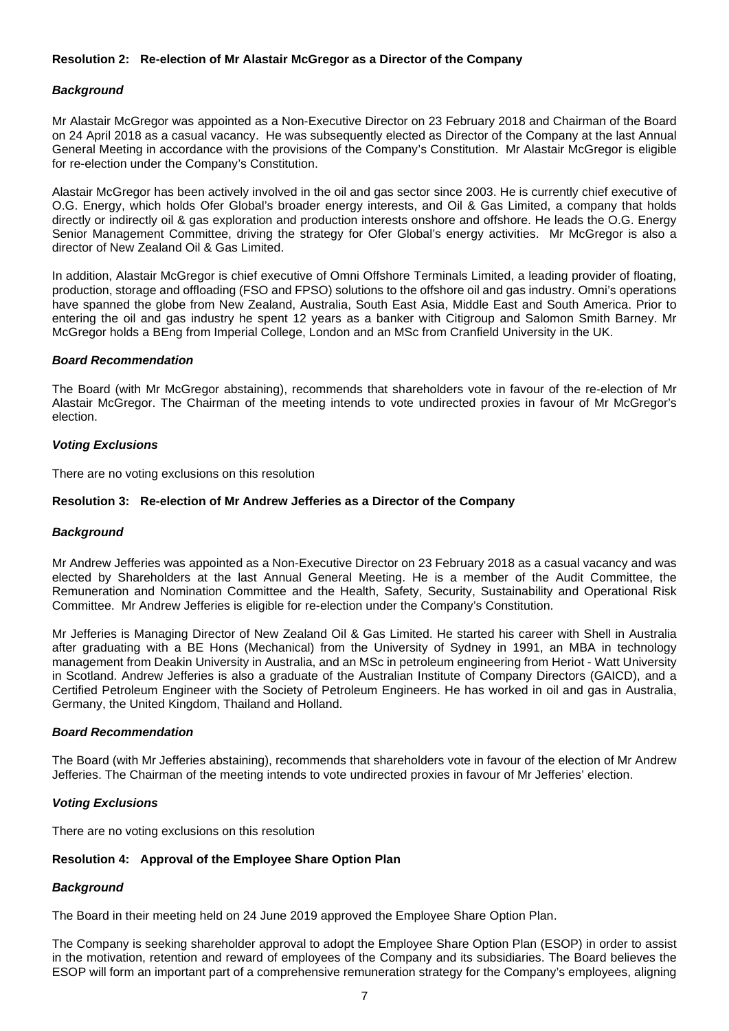### Resolution 2: Re-election of Mr Alastair McGregor as a Director of the Company

***Background***

Mr Alastair McGregor was appointed as a Non-Executive Director on 23 February 2018 and Chairman of the Board on 24 April 2018 as a casual vacancy. He was subsequently elected as Director of the Company at the last Annual General Meeting in accordance with the provisions of the Company's Constitution. Mr Alastair McGregor is eligible for re-election under the Company's Constitution.

Alastair McGregor has been actively involved in the oil and gas sector since 2003. He is currently chief executive of O.G. Energy, which holds Ofer Global's broader energy interests, and Oil & Gas Limited, a company that holds directly or indirectly oil & gas exploration and production interests onshore and offshore. He leads the O.G. Energy Senior Management Committee, driving the strategy for Ofer Global's energy activities. Mr McGregor is also a director of New Zealand Oil & Gas Limited.

In addition, Alastair McGregor is chief executive of Omni Offshore Terminals Limited, a leading provider of floating, production, storage and offloading (FSO and FPSO) solutions to the offshore oil and gas industry. Omni's operations have spanned the globe from New Zealand, Australia, South East Asia, Middle East and South America. Prior to entering the oil and gas industry he spent 12 years as a banker with Citigroup and Salomon Smith Barney. Mr McGregor holds a BEng from Imperial College, London and an MSc from Cranfield University in the UK.

***Board Recommendation***

The Board (with Mr McGregor abstaining), recommends that shareholders vote in favour of the re-election of Mr Alastair McGregor. The Chairman of the meeting intends to vote undirected proxies in favour of Mr McGregor's election.

***Voting Exclusions***

There are no voting exclusions on this resolution

### Resolution 3: Re-election of Mr Andrew Jefferies as a Director of the Company

***Background***

Mr Andrew Jefferies was appointed as a Non-Executive Director on 23 February 2018 as a casual vacancy and was elected by Shareholders at the last Annual General Meeting. He is a member of the Audit Committee, the Remuneration and Nomination Committee and the Health, Safety, Security, Sustainability and Operational Risk Committee. Mr Andrew Jefferies is eligible for re-election under the Company's Constitution.

Mr Jefferies is Managing Director of New Zealand Oil & Gas Limited. He started his career with Shell in Australia after graduating with a BE Hons (Mechanical) from the University of Sydney in 1991, an MBA in technology management from Deakin University in Australia, and an MSc in petroleum engineering from Heriot - Watt University in Scotland. Andrew Jefferies is also a graduate of the Australian Institute of Company Directors (GAICD), and a Certified Petroleum Engineer with the Society of Petroleum Engineers. He has worked in oil and gas in Australia, Germany, the United Kingdom, Thailand and Holland.

***Board Recommendation***

The Board (with Mr Jefferies abstaining), recommends that shareholders vote in favour of the election of Mr Andrew Jefferies. The Chairman of the meeting intends to vote undirected proxies in favour of Mr Jefferies' election.

***Voting Exclusions***

There are no voting exclusions on this resolution

### Resolution 4: Approval of the Employee Share Option Plan

***Background***

The Board in their meeting held on 24 June 2019 approved the Employee Share Option Plan.

The Company is seeking shareholder approval to adopt the Employee Share Option Plan (ESOP) in order to assist in the motivation, retention and reward of employees of the Company and its subsidiaries. The Board believes the ESOP will form an important part of a comprehensive remuneration strategy for the Company's employees, aligning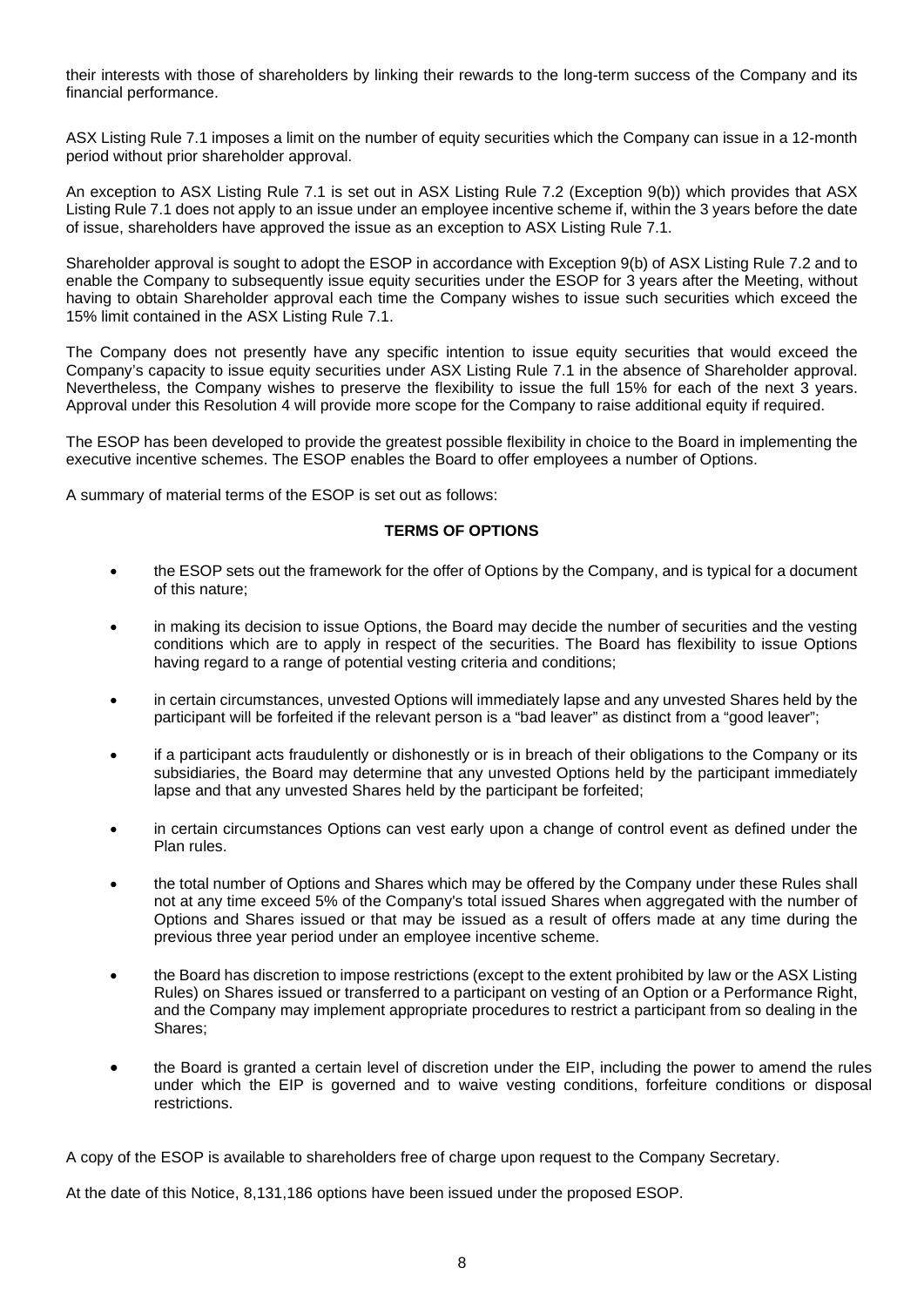their interests with those of shareholders by linking their rewards to the long-term success of the Company and its financial performance.

ASX Listing Rule 7.1 imposes a limit on the number of equity securities which the Company can issue in a 12-month period without prior shareholder approval.

An exception to ASX Listing Rule 7.1 is set out in ASX Listing Rule 7.2 (Exception 9(b)) which provides that ASX Listing Rule 7.1 does not apply to an issue under an employee incentive scheme if, within the 3 years before the date of issue, shareholders have approved the issue as an exception to ASX Listing Rule 7.1.

Shareholder approval is sought to adopt the ESOP in accordance with Exception 9(b) of ASX Listing Rule 7.2 and to enable the Company to subsequently issue equity securities under the ESOP for 3 years after the Meeting, without having to obtain Shareholder approval each time the Company wishes to issue such securities which exceed the 15% limit contained in the ASX Listing Rule 7.1.

The Company does not presently have any specific intention to issue equity securities that would exceed the Company's capacity to issue equity securities under ASX Listing Rule 7.1 in the absence of Shareholder approval. Nevertheless, the Company wishes to preserve the flexibility to issue the full 15% for each of the next 3 years. Approval under this Resolution 4 will provide more scope for the Company to raise additional equity if required.

The ESOP has been developed to provide the greatest possible flexibility in choice to the Board in implementing the executive incentive schemes. The ESOP enables the Board to offer employees a number of Options.

A summary of material terms of the ESOP is set out as follows:

**TERMS OF OPTIONS**

- the ESOP sets out the framework for the offer of Options by the Company, and is typical for a document of this nature;
- in making its decision to issue Options, the Board may decide the number of securities and the vesting conditions which are to apply in respect of the securities. The Board has flexibility to issue Options having regard to a range of potential vesting criteria and conditions;
- in certain circumstances, unvested Options will immediately lapse and any unvested Shares held by the participant will be forfeited if the relevant person is a "bad leaver" as distinct from a "good leaver";
- if a participant acts fraudulently or dishonestly or is in breach of their obligations to the Company or its subsidiaries, the Board may determine that any unvested Options held by the participant immediately lapse and that any unvested Shares held by the participant be forfeited;
- in certain circumstances Options can vest early upon a change of control event as defined under the Plan rules.
- the total number of Options and Shares which may be offered by the Company under these Rules shall not at any time exceed 5% of the Company's total issued Shares when aggregated with the number of Options and Shares issued or that may be issued as a result of offers made at any time during the previous three year period under an employee incentive scheme.
- the Board has discretion to impose restrictions (except to the extent prohibited by law or the ASX Listing Rules) on Shares issued or transferred to a participant on vesting of an Option or a Performance Right, and the Company may implement appropriate procedures to restrict a participant from so dealing in the Shares;
- the Board is granted a certain level of discretion under the EIP, including the power to amend the rules under which the EIP is governed and to waive vesting conditions, forfeiture conditions or disposal restrictions.

A copy of the ESOP is available to shareholders free of charge upon request to the Company Secretary.

At the date of this Notice, 8,131,186 options have been issued under the proposed ESOP.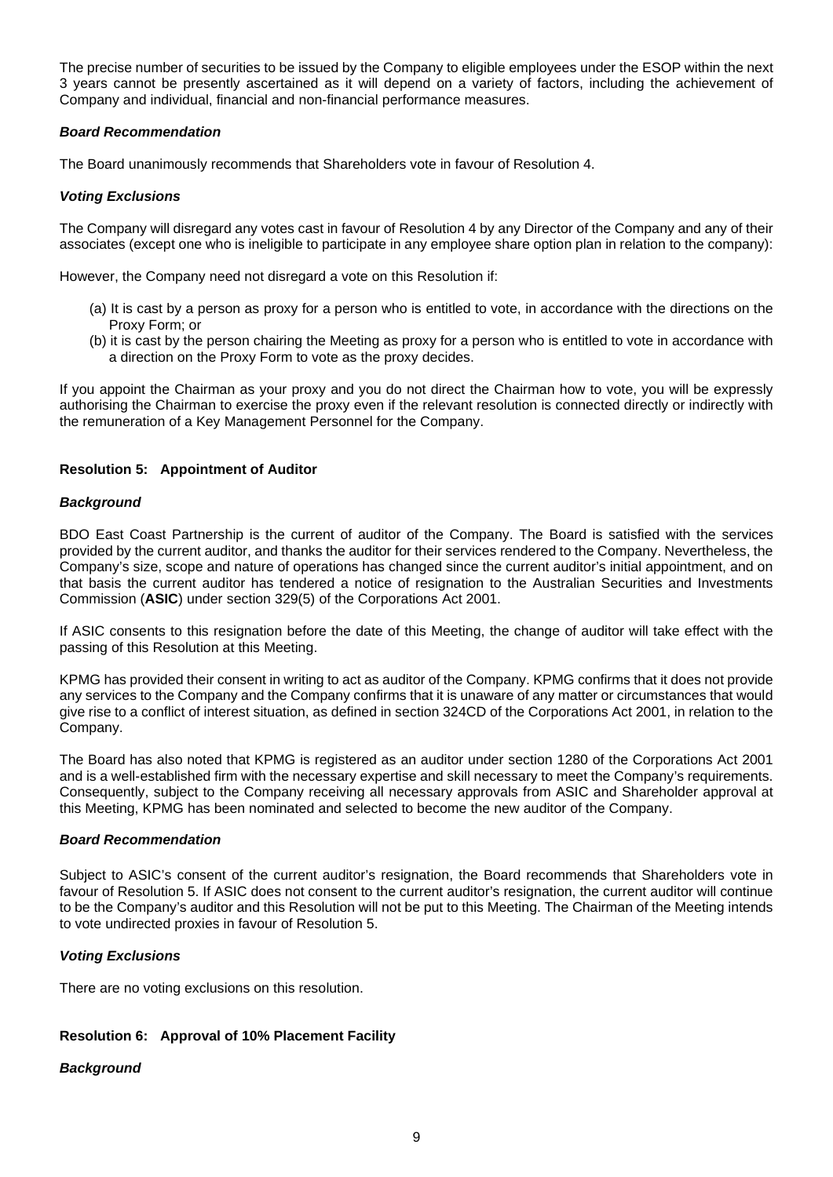The precise number of securities to be issued by the Company to eligible employees under the ESOP within the next 3 years cannot be presently ascertained as it will depend on a variety of factors, including the achievement of Company and individual, financial and non-financial performance measures.

***Board Recommendation***

The Board unanimously recommends that Shareholders vote in favour of Resolution 4.

***Voting Exclusions***

The Company will disregard any votes cast in favour of Resolution 4 by any Director of the Company and any of their associates (except one who is ineligible to participate in any employee share option plan in relation to the company):

However, the Company need not disregard a vote on this Resolution if:

(a) It is cast by a person as proxy for a person who is entitled to vote, in accordance with the directions on the Proxy Form; or
(b) it is cast by the person chairing the Meeting as proxy for a person who is entitled to vote in accordance with a direction on the Proxy Form to vote as the proxy decides.

If you appoint the Chairman as your proxy and you do not direct the Chairman how to vote, you will be expressly authorising the Chairman to exercise the proxy even if the relevant resolution is connected directly or indirectly with the remuneration of a Key Management Personnel for the Company.

**Resolution 5: Appointment of Auditor**

***Background***

BDO East Coast Partnership is the current of auditor of the Company. The Board is satisfied with the services provided by the current auditor, and thanks the auditor for their services rendered to the Company. Nevertheless, the Company's size, scope and nature of operations has changed since the current auditor's initial appointment, and on that basis the current auditor has tendered a notice of resignation to the Australian Securities and Investments Commission (**ASIC**) under section 329(5) of the Corporations Act 2001.

If ASIC consents to this resignation before the date of this Meeting, the change of auditor will take effect with the passing of this Resolution at this Meeting.

KPMG has provided their consent in writing to act as auditor of the Company. KPMG confirms that it does not provide any services to the Company and the Company confirms that it is unaware of any matter or circumstances that would give rise to a conflict of interest situation, as defined in section 324CD of the Corporations Act 2001, in relation to the Company.

The Board has also noted that KPMG is registered as an auditor under section 1280 of the Corporations Act 2001 and is a well-established firm with the necessary expertise and skill necessary to meet the Company's requirements. Consequently, subject to the Company receiving all necessary approvals from ASIC and Shareholder approval at this Meeting, KPMG has been nominated and selected to become the new auditor of the Company.

***Board Recommendation***

Subject to ASIC's consent of the current auditor's resignation, the Board recommends that Shareholders vote in favour of Resolution 5. If ASIC does not consent to the current auditor's resignation, the current auditor will continue to be the Company's auditor and this Resolution will not be put to this Meeting. The Chairman of the Meeting intends to vote undirected proxies in favour of Resolution 5.

***Voting Exclusions***

There are no voting exclusions on this resolution.

**Resolution 6: Approval of 10% Placement Facility**

***Background***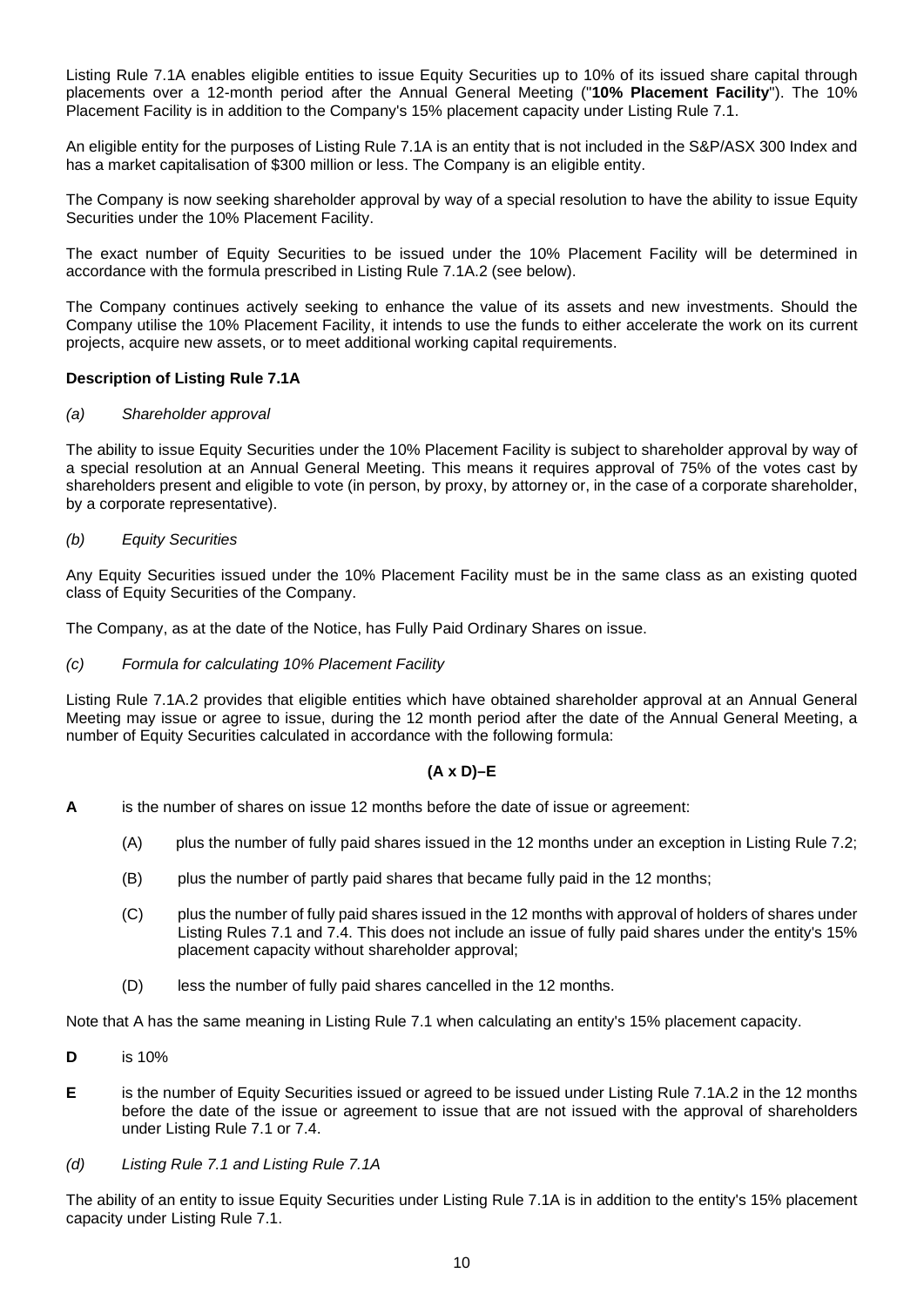Listing Rule 7.1A enables eligible entities to issue Equity Securities up to 10% of its issued share capital through placements over a 12-month period after the Annual General Meeting ("**10% Placement Facility**"). The 10% Placement Facility is in addition to the Company's 15% placement capacity under Listing Rule 7.1.

An eligible entity for the purposes of Listing Rule 7.1A is an entity that is not included in the S&P/ASX 300 Index and has a market capitalisation of $300 million or less. The Company is an eligible entity.

The Company is now seeking shareholder approval by way of a special resolution to have the ability to issue Equity Securities under the 10% Placement Facility.

The exact number of Equity Securities to be issued under the 10% Placement Facility will be determined in accordance with the formula prescribed in Listing Rule 7.1A.2 (see below).

The Company continues actively seeking to enhance the value of its assets and new investments. Should the Company utilise the 10% Placement Facility, it intends to use the funds to either accelerate the work on its current projects, acquire new assets, or to meet additional working capital requirements.

**Description of Listing Rule 7.1A**

*(a) Shareholder approval*

The ability to issue Equity Securities under the 10% Placement Facility is subject to shareholder approval by way of a special resolution at an Annual General Meeting. This means it requires approval of 75% of the votes cast by shareholders present and eligible to vote (in person, by proxy, by attorney or, in the case of a corporate shareholder, by a corporate representative).

*(b) Equity Securities*

Any Equity Securities issued under the 10% Placement Facility must be in the same class as an existing quoted class of Equity Securities of the Company.

The Company, as at the date of the Notice, has Fully Paid Ordinary Shares on issue.

*(c) Formula for calculating 10% Placement Facility*

Listing Rule 7.1A.2 provides that eligible entities which have obtained shareholder approval at an Annual General Meeting may issue or agree to issue, during the 12 month period after the date of the Annual General Meeting, a number of Equity Securities calculated in accordance with the following formula:

$$(A \times D) - E$$

**A** is the number of shares on issue 12 months before the date of issue or agreement:

- (A) plus the number of fully paid shares issued in the 12 months under an exception in Listing Rule 7.2;
- (B) plus the number of partly paid shares that became fully paid in the 12 months;
- (C) plus the number of fully paid shares issued in the 12 months with approval of holders of shares under Listing Rules 7.1 and 7.4. This does not include an issue of fully paid shares under the entity's 15% placement capacity without shareholder approval;
- (D) less the number of fully paid shares cancelled in the 12 months.

Note that A has the same meaning in Listing Rule 7.1 when calculating an entity's 15% placement capacity.

**D** is 10%

**E** is the number of Equity Securities issued or agreed to be issued under Listing Rule 7.1A.2 in the 12 months before the date of the issue or agreement to issue that are not issued with the approval of shareholders under Listing Rule 7.1 or 7.4.

*(d) Listing Rule 7.1 and Listing Rule 7.1A*

The ability of an entity to issue Equity Securities under Listing Rule 7.1A is in addition to the entity's 15% placement capacity under Listing Rule 7.1.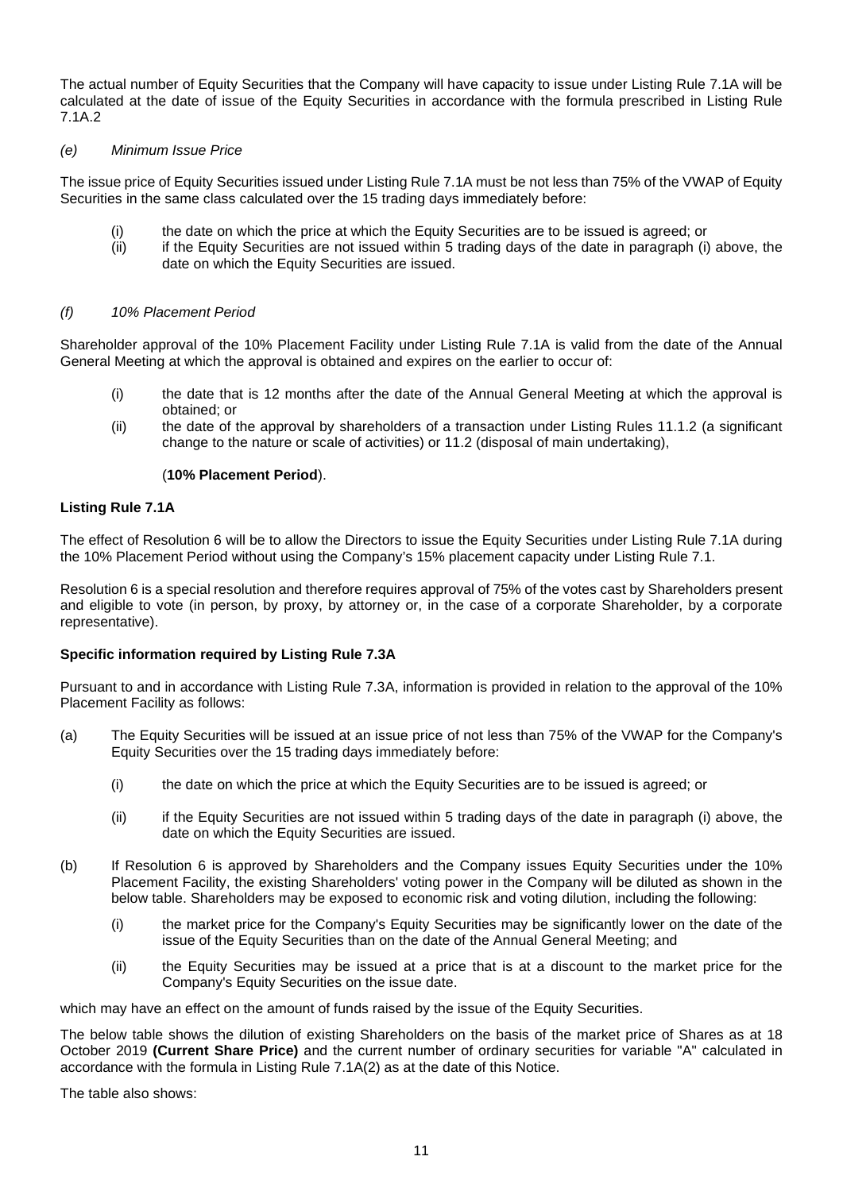The actual number of Equity Securities that the Company will have capacity to issue under Listing Rule 7.1A will be calculated at the date of issue of the Equity Securities in accordance with the formula prescribed in Listing Rule 7.1A.2

*(e) Minimum Issue Price*

The issue price of Equity Securities issued under Listing Rule 7.1A must be not less than 75% of the VWAP of Equity Securities in the same class calculated over the 15 trading days immediately before:

(i) the date on which the price at which the Equity Securities are to be issued is agreed; or

(ii) if the Equity Securities are not issued within 5 trading days of the date in paragraph (i) above, the date on which the Equity Securities are issued.

*(f) 10% Placement Period*

Shareholder approval of the 10% Placement Facility under Listing Rule 7.1A is valid from the date of the Annual General Meeting at which the approval is obtained and expires on the earlier to occur of:

(i) the date that is 12 months after the date of the Annual General Meeting at which the approval is obtained; or

(ii) the date of the approval by shareholders of a transaction under Listing Rules 11.1.2 (a significant change to the nature or scale of activities) or 11.2 (disposal of main undertaking),

(**10% Placement Period**).

**Listing Rule 7.1A**

The effect of Resolution 6 will be to allow the Directors to issue the Equity Securities under Listing Rule 7.1A during the 10% Placement Period without using the Company's 15% placement capacity under Listing Rule 7.1.

Resolution 6 is a special resolution and therefore requires approval of 75% of the votes cast by Shareholders present and eligible to vote (in person, by proxy, by attorney or, in the case of a corporate Shareholder, by a corporate representative).

**Specific information required by Listing Rule 7.3A**

Pursuant to and in accordance with Listing Rule 7.3A, information is provided in relation to the approval of the 10% Placement Facility as follows:

(a) The Equity Securities will be issued at an issue price of not less than 75% of the VWAP for the Company's Equity Securities over the 15 trading days immediately before:

    (i) the date on which the price at which the Equity Securities are to be issued is agreed; or

    (ii) if the Equity Securities are not issued within 5 trading days of the date in paragraph (i) above, the date on which the Equity Securities are issued.

(b) If Resolution 6 is approved by Shareholders and the Company issues Equity Securities under the 10% Placement Facility, the existing Shareholders' voting power in the Company will be diluted as shown in the below table. Shareholders may be exposed to economic risk and voting dilution, including the following:

    (i) the market price for the Company's Equity Securities may be significantly lower on the date of the issue of the Equity Securities than on the date of the Annual General Meeting; and

    (ii) the Equity Securities may be issued at a price that is at a discount to the market price for the Company's Equity Securities on the issue date.

which may have an effect on the amount of funds raised by the issue of the Equity Securities.

The below table shows the dilution of existing Shareholders on the basis of the market price of Shares as at 18 October 2019 **(Current Share Price)** and the current number of ordinary securities for variable "A" calculated in accordance with the formula in Listing Rule 7.1A(2) as at the date of this Notice.

The table also shows: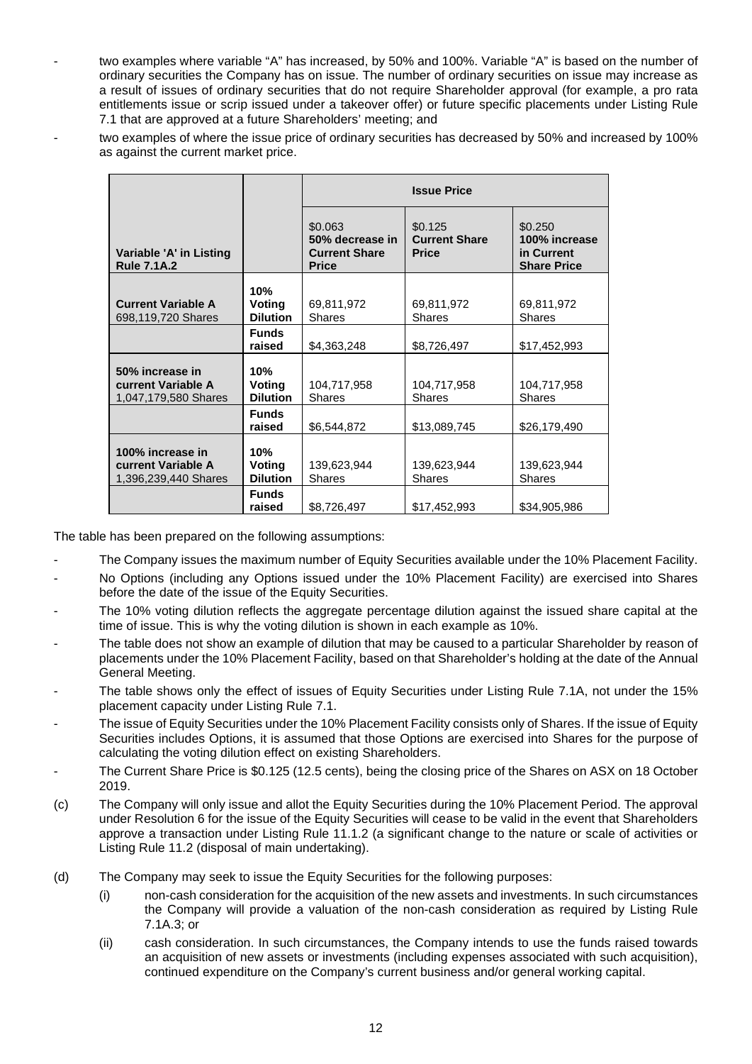- two examples where variable "A" has increased, by 50% and 100%. Variable "A" is based on the number of ordinary securities the Company has on issue. The number of ordinary securities on issue may increase as a result of issues of ordinary securities that do not require Shareholder approval (for example, a pro rata entitlements issue or scrip issued under a takeover offer) or future specific placements under Listing Rule 7.1 that are approved at a future Shareholders' meeting; and
- two examples of where the issue price of ordinary securities has decreased by 50% and increased by 100% as against the current market price.

| | | **Issue Price** | | |
|---|---|---|---|---|
| **Variable 'A' in Listing Rule 7.1A.2** | | $0.063 **50% decrease in Current Share Price** | $0.125 **Current Share Price** | $0.250 **100% increase in Current Share Price** |
| **Current Variable A** 698,119,720 Shares | **10% Voting Dilution** | 69,811,972 Shares | 69,811,972 Shares | 69,811,972 Shares |
| | **Funds raised** | $4,363,248 | $8,726,497 | $17,452,993 |
| **50% increase in current Variable A** 1,047,179,580 Shares | **10% Voting Dilution** | 104,717,958 Shares | 104,717,958 Shares | 104,717,958 Shares |
| | **Funds raised** | $6,544,872 | $13,089,745 | $26,179,490 |
| **100% increase in current Variable A** 1,396,239,440 Shares | **10% Voting Dilution** | 139,623,944 Shares | 139,623,944 Shares | 139,623,944 Shares |
| | **Funds raised** | $8,726,497 | $17,452,993 | $34,905,986 |

The table has been prepared on the following assumptions:

- The Company issues the maximum number of Equity Securities available under the 10% Placement Facility.
- No Options (including any Options issued under the 10% Placement Facility) are exercised into Shares before the date of the issue of the Equity Securities.
- The 10% voting dilution reflects the aggregate percentage dilution against the issued share capital at the time of issue. This is why the voting dilution is shown in each example as 10%.
- The table does not show an example of dilution that may be caused to a particular Shareholder by reason of placements under the 10% Placement Facility, based on that Shareholder's holding at the date of the Annual General Meeting.
- The table shows only the effect of issues of Equity Securities under Listing Rule 7.1A, not under the 15% placement capacity under Listing Rule 7.1.
- The issue of Equity Securities under the 10% Placement Facility consists only of Shares. If the issue of Equity Securities includes Options, it is assumed that those Options are exercised into Shares for the purpose of calculating the voting dilution effect on existing Shareholders.
- The Current Share Price is $0.125 (12.5 cents), being the closing price of the Shares on ASX on 18 October 2019.

(c) The Company will only issue and allot the Equity Securities during the 10% Placement Period. The approval under Resolution 6 for the issue of the Equity Securities will cease to be valid in the event that Shareholders approve a transaction under Listing Rule 11.1.2 (a significant change to the nature or scale of activities or Listing Rule 11.2 (disposal of main undertaking).

(d) The Company may seek to issue the Equity Securities for the following purposes:

(i) non-cash consideration for the acquisition of the new assets and investments. In such circumstances the Company will provide a valuation of the non-cash consideration as required by Listing Rule 7.1A.3; or

(ii) cash consideration. In such circumstances, the Company intends to use the funds raised towards an acquisition of new assets or investments (including expenses associated with such acquisition), continued expenditure on the Company's current business and/or general working capital.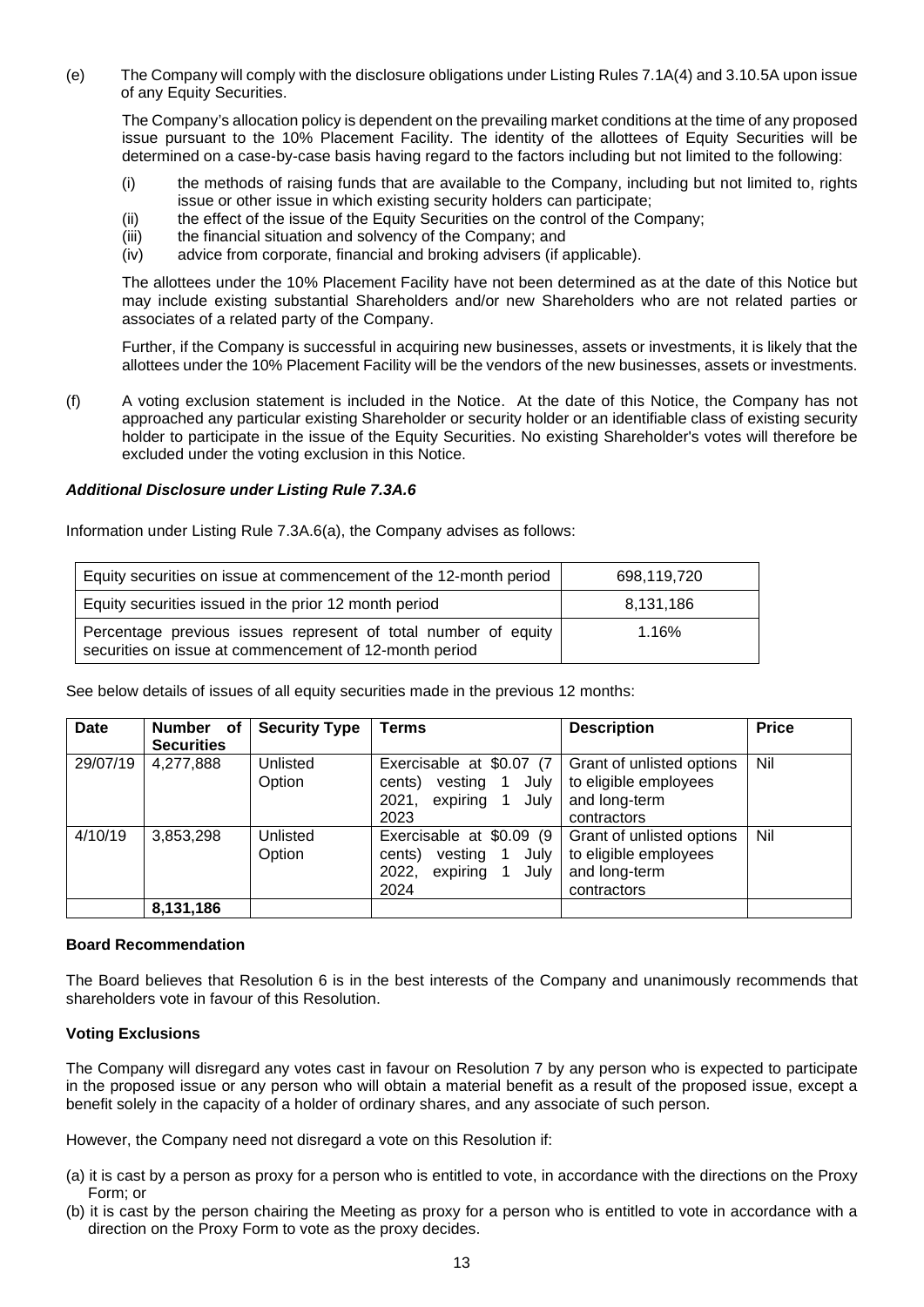(e) The Company will comply with the disclosure obligations under Listing Rules 7.1A(4) and 3.10.5A upon issue of any Equity Securities.

The Company's allocation policy is dependent on the prevailing market conditions at the time of any proposed issue pursuant to the 10% Placement Facility. The identity of the allottees of Equity Securities will be determined on a case-by-case basis having regard to the factors including but not limited to the following:

(i) the methods of raising funds that are available to the Company, including but not limited to, rights issue or other issue in which existing security holders can participate;
(ii) the effect of the issue of the Equity Securities on the control of the Company;
(iii) the financial situation and solvency of the Company; and
(iv) advice from corporate, financial and broking advisers (if applicable).

The allottees under the 10% Placement Facility have not been determined as at the date of this Notice but may include existing substantial Shareholders and/or new Shareholders who are not related parties or associates of a related party of the Company.

Further, if the Company is successful in acquiring new businesses, assets or investments, it is likely that the allottees under the 10% Placement Facility will be the vendors of the new businesses, assets or investments.

(f) A voting exclusion statement is included in the Notice. At the date of this Notice, the Company has not approached any particular existing Shareholder or security holder or an identifiable class of existing security holder to participate in the issue of the Equity Securities. No existing Shareholder's votes will therefore be excluded under the voting exclusion in this Notice.

***Additional Disclosure under Listing Rule 7.3A.6***

Information under Listing Rule 7.3A.6(a), the Company advises as follows:

| | |
|---|---|
| Equity securities on issue at commencement of the 12-month period | 698,119,720 |
| Equity securities issued in the prior 12 month period | 8,131,186 |
| Percentage previous issues represent of total number of equity securities on issue at commencement of 12-month period | 1.16% |

See below details of issues of all equity securities made in the previous 12 months:

| Date | Number of Securities | Security Type | Terms | Description | Price |
|---|---|---|---|---|---|
| 29/07/19 | 4,277,888 | Unlisted Option | Exercisable at $0.07 (7 cents) vesting 1 July 2021, expiring 1 July 2023 | Grant of unlisted options to eligible employees and long-term contractors | Nil |
| 4/10/19 | 3,853,298 | Unlisted Option | Exercisable at $0.09 (9 cents) vesting 1 July 2022, expiring 1 July 2024 | Grant of unlisted options to eligible employees and long-term contractors | Nil |
| | **8,131,186** | | | | |

**Board Recommendation**

The Board believes that Resolution 6 is in the best interests of the Company and unanimously recommends that shareholders vote in favour of this Resolution.

**Voting Exclusions**

The Company will disregard any votes cast in favour on Resolution 7 by any person who is expected to participate in the proposed issue or any person who will obtain a material benefit as a result of the proposed issue, except a benefit solely in the capacity of a holder of ordinary shares, and any associate of such person.

However, the Company need not disregard a vote on this Resolution if:

(a) it is cast by a person as proxy for a person who is entitled to vote, in accordance with the directions on the Proxy Form; or
(b) it is cast by the person chairing the Meeting as proxy for a person who is entitled to vote in accordance with a direction on the Proxy Form to vote as the proxy decides.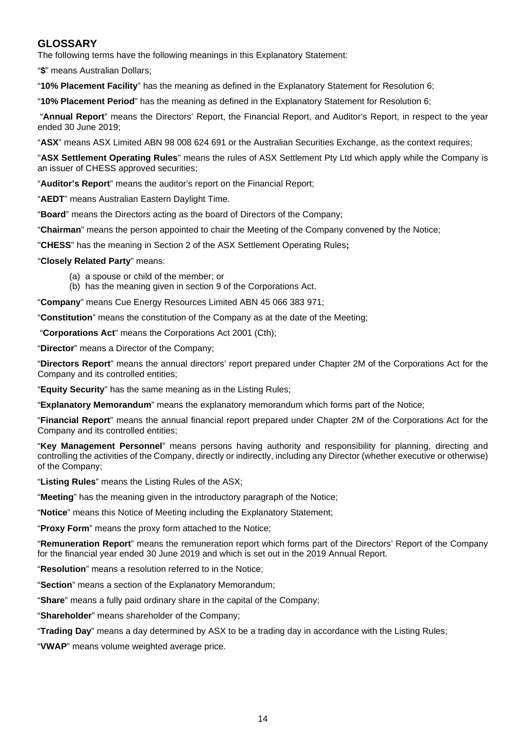## GLOSSARY

The following terms have the following meanings in this Explanatory Statement:

"**$**" means Australian Dollars;

"**10% Placement Facility**" has the meaning as defined in the Explanatory Statement for Resolution 6;

"**10% Placement Period**" has the meaning as defined in the Explanatory Statement for Resolution 6;

"**Annual Report**" means the Directors' Report, the Financial Report, and Auditor's Report, in respect to the year ended 30 June 2019;

"**ASX**" means ASX Limited ABN 98 008 624 691 or the Australian Securities Exchange, as the context requires;

"**ASX Settlement Operating Rules**" means the rules of ASX Settlement Pty Ltd which apply while the Company is an issuer of CHESS approved securities;

"**Auditor's Report**" means the auditor's report on the Financial Report;

"**AEDT**" means Australian Eastern Daylight Time.

"**Board**" means the Directors acting as the board of Directors of the Company;

"**Chairman**" means the person appointed to chair the Meeting of the Company convened by the Notice;

"**CHESS**" has the meaning in Section 2 of the ASX Settlement Operating Rules**;**

"**Closely Related Party**" means:

(a) a spouse or child of the member; or
(b) has the meaning given in section 9 of the Corporations Act.

"**Company**" means Cue Energy Resources Limited ABN 45 066 383 971;

"**Constitution**" means the constitution of the Company as at the date of the Meeting;

"**Corporations Act**" means the Corporations Act 2001 (Cth);

"**Director**" means a Director of the Company;

"**Directors Report**" means the annual directors' report prepared under Chapter 2M of the Corporations Act for the Company and its controlled entities;

"**Equity Security**" has the same meaning as in the Listing Rules;

"**Explanatory Memorandum**" means the explanatory memorandum which forms part of the Notice;

"**Financial Report**" means the annual financial report prepared under Chapter 2M of the Corporations Act for the Company and its controlled entities;

"**Key Management Personnel**" means persons having authority and responsibility for planning, directing and controlling the activities of the Company, directly or indirectly, including any Director (whether executive or otherwise) of the Company;

"**Listing Rules**" means the Listing Rules of the ASX;

"**Meeting**" has the meaning given in the introductory paragraph of the Notice;

"**Notice**" means this Notice of Meeting including the Explanatory Statement;

"**Proxy Form**" means the proxy form attached to the Notice;

"**Remuneration Report**" means the remuneration report which forms part of the Directors' Report of the Company for the financial year ended 30 June 2019 and which is set out in the 2019 Annual Report.

"**Resolution**" means a resolution referred to in the Notice;

"**Section**" means a section of the Explanatory Memorandum;

"**Share**" means a fully paid ordinary share in the capital of the Company;

"**Shareholder**" means shareholder of the Company;

"**Trading Day**" means a day determined by ASX to be a trading day in accordance with the Listing Rules;

"**VWAP**" means volume weighted average price.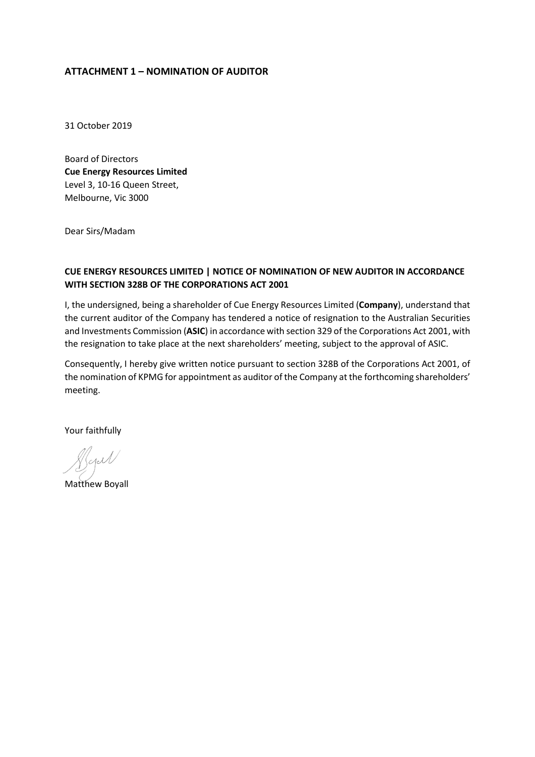## ATTACHMENT 1 – NOMINATION OF AUDITOR

31 October 2019

Board of Directors
**Cue Energy Resources Limited**
Level 3, 10-16 Queen Street,
Melbourne, Vic 3000

Dear Sirs/Madam

**CUE ENERGY RESOURCES LIMITED | NOTICE OF NOMINATION OF NEW AUDITOR IN ACCORDANCE WITH SECTION 328B OF THE CORPORATIONS ACT 2001**

I, the undersigned, being a shareholder of Cue Energy Resources Limited (**Company**), understand that the current auditor of the Company has tendered a notice of resignation to the Australian Securities and Investments Commission (**ASIC**) in accordance with section 329 of the Corporations Act 2001, with the resignation to take place at the next shareholders' meeting, subject to the approval of ASIC.

Consequently, I hereby give written notice pursuant to section 328B of the Corporations Act 2001, of the nomination of KPMG for appointment as auditor of the Company at the forthcoming shareholders' meeting.

Your faithfully

Matthew Boyall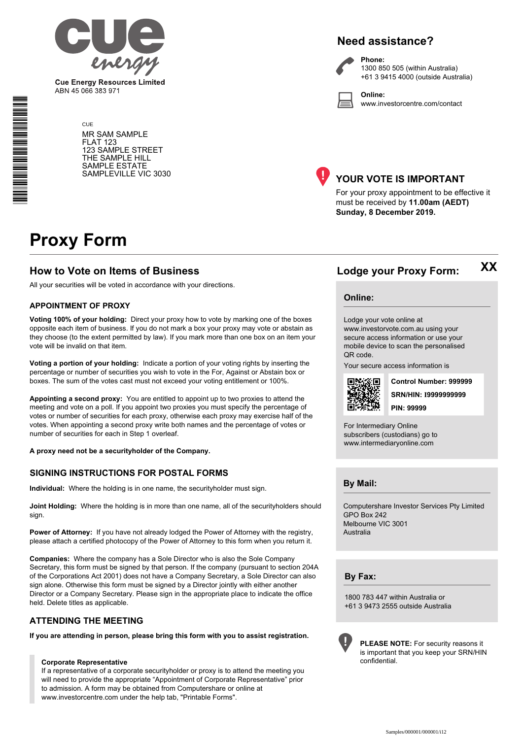Cue Energy Resources Limited
ABN 45 066 383 971

CUE
MR SAM SAMPLE
FLAT 123
123 SAMPLE STREET
THE SAMPLE HILL
SAMPLE ESTATE
SAMPLEVILLE VIC 3030

## Need assistance?

**Phone:**
1300 850 505 (within Australia)
+61 3 9415 4000 (outside Australia)

**Online:**
www.investorcentre.com/contact

## YOUR VOTE IS IMPORTANT

For your proxy appointment to be effective it must be received by **11.00am (AEDT) Sunday, 8 December 2019.**

# Proxy Form

## How to Vote on Items of Business

All your securities will be voted in accordance with your directions.

### APPOINTMENT OF PROXY

**Voting 100% of your holding:** Direct your proxy how to vote by marking one of the boxes opposite each item of business. If you do not mark a box your proxy may vote or abstain as they choose (to the extent permitted by law). If you mark more than one box on an item your vote will be invalid on that item.

**Voting a portion of your holding:** Indicate a portion of your voting rights by inserting the percentage or number of securities you wish to vote in the For, Against or Abstain box or boxes. The sum of the votes cast must not exceed your voting entitlement or 100%.

**Appointing a second proxy:** You are entitled to appoint up to two proxies to attend the meeting and vote on a poll. If you appoint two proxies you must specify the percentage of votes or number of securities for each proxy, otherwise each proxy may exercise half of the votes. When appointing a second proxy write both names and the percentage of votes or number of securities for each in Step 1 overleaf.

**A proxy need not be a securityholder of the Company.**

### SIGNING INSTRUCTIONS FOR POSTAL FORMS

**Individual:** Where the holding is in one name, the securityholder must sign.

**Joint Holding:** Where the holding is in more than one name, all of the securityholders should sign.

**Power of Attorney:** If you have not already lodged the Power of Attorney with the registry, please attach a certified photocopy of the Power of Attorney to this form when you return it.

**Companies:** Where the company has a Sole Director who is also the Sole Company Secretary, this form must be signed by that person. If the company (pursuant to section 204A of the Corporations Act 2001) does not have a Company Secretary, a Sole Director can also sign alone. Otherwise this form must be signed by a Director jointly with either another Director or a Company Secretary. Please sign in the appropriate place to indicate the office held. Delete titles as applicable.

### ATTENDING THE MEETING

**If you are attending in person, please bring this form with you to assist registration.**

**Corporate Representative**
If a representative of a corporate securityholder or proxy is to attend the meeting you will need to provide the appropriate "Appointment of Corporate Representative" prior to admission. A form may be obtained from Computershare or online at www.investorcentre.com under the help tab, "Printable Forms".

## Lodge your Proxy Form: XX

### Online:

Lodge your vote online at www.investorvote.com.au using your secure access information or use your mobile device to scan the personalised QR code.

Your secure access information is

**Control Number: 999999**
**SRN/HIN: I9999999999**
**PIN: 99999**

For Intermediary Online subscribers (custodians) go to www.intermediaryonline.com

### By Mail:

Computershare Investor Services Pty Limited
GPO Box 242
Melbourne VIC 3001
Australia

### By Fax:

1800 783 447 within Australia or
+61 3 9473 2555 outside Australia

**PLEASE NOTE:** For security reasons it is important that you keep your SRN/HIN confidential.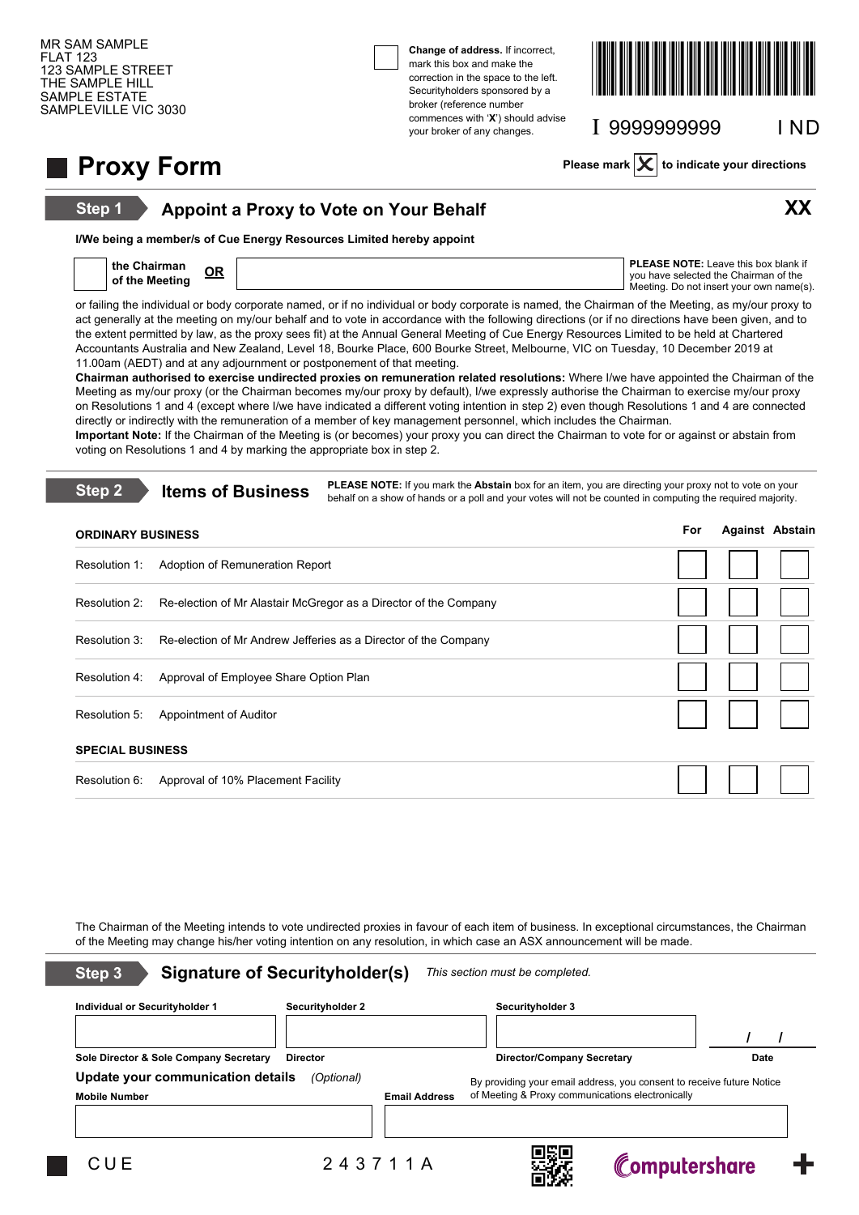MR SAM SAMPLE
FLAT 123
123 SAMPLE STREET
THE SAMPLE HILL
SAMPLE ESTATE
SAMPLEVILLE VIC 3030

**Change of address.** If incorrect, mark this box and make the correction in the space to the left. Securityholders sponsored by a broker (reference number commences with '**X**') should advise your broker of any changes.

I 9999999999 IND

# Proxy Form

Please mark ☒ to indicate your directions

## Step 1 Appoint a Proxy to Vote on Your Behalf

**XX**

**I/We being a member/s of Cue Energy Resources Limited hereby appoint**

| the Chairman of the Meeting | **OR** | | **PLEASE NOTE:** Leave this box blank if you have selected the Chairman of the Meeting. Do not insert your own name(s). |
|---|---|---|---|

or failing the individual or body corporate named, or if no individual or body corporate is named, the Chairman of the Meeting, as my/our proxy to act generally at the meeting on my/our behalf and to vote in accordance with the following directions (or if no directions have been given, and to the extent permitted by law, as the proxy sees fit) at the Annual General Meeting of Cue Energy Resources Limited to be held at Chartered Accountants Australia and New Zealand, Level 18, Bourke Place, 600 Bourke Street, Melbourne, VIC on Tuesday, 10 December 2019 at 11.00am (AEDT) and at any adjournment or postponement of that meeting.

**Chairman authorised to exercise undirected proxies on remuneration related resolutions:** Where I/we have appointed the Chairman of the Meeting as my/our proxy (or the Chairman becomes my/our proxy by default), I/we expressly authorise the Chairman to exercise my/our proxy on Resolutions 1 and 4 (except where I/we have indicated a different voting intention in step 2) even though Resolutions 1 and 4 are connected directly or indirectly with the remuneration of a member of key management personnel, which includes the Chairman.

**Important Note:** If the Chairman of the Meeting is (or becomes) your proxy you can direct the Chairman to vote for or against or abstain from voting on Resolutions 1 and 4 by marking the appropriate box in step 2.

## Step 2 Items of Business

**PLEASE NOTE:** If you mark the **Abstain** box for an item, you are directing your proxy not to vote on your behalf on a show of hands or a poll and your votes will not be counted in computing the required majority.

| ORDINARY BUSINESS | | For | Against | Abstain |
|---|---|---|---|---|
| Resolution 1: | Adoption of Remuneration Report | | | |
| Resolution 2: | Re-election of Mr Alastair McGregor as a Director of the Company | | | |
| Resolution 3: | Re-election of Mr Andrew Jefferies as a Director of the Company | | | |
| Resolution 4: | Approval of Employee Share Option Plan | | | |
| Resolution 5: | Appointment of Auditor | | | |
| **SPECIAL BUSINESS** | | | | |
| Resolution 6: | Approval of 10% Placement Facility | | | |

The Chairman of the Meeting intends to vote undirected proxies in favour of each item of business. In exceptional circumstances, the Chairman of the Meeting may change his/her voting intention on any resolution, in which case an ASX announcement will be made.

## Step 3 Signature of Securityholder(s)

*This section must be completed.*

| Individual or Securityholder 1 | Securityholder 2 | Securityholder 3 | |
|---|---|---|---|
| | | | / / |
| Sole Director & Sole Company Secretary | Director | Director/Company Secretary | Date |

**Update your communication details** *(Optional)*

By providing your email address, you consent to receive future Notice of Meeting & Proxy communications electronically

| Mobile Number | Email Address |
|---|---|
| | |

CUE 243711A

Computershare